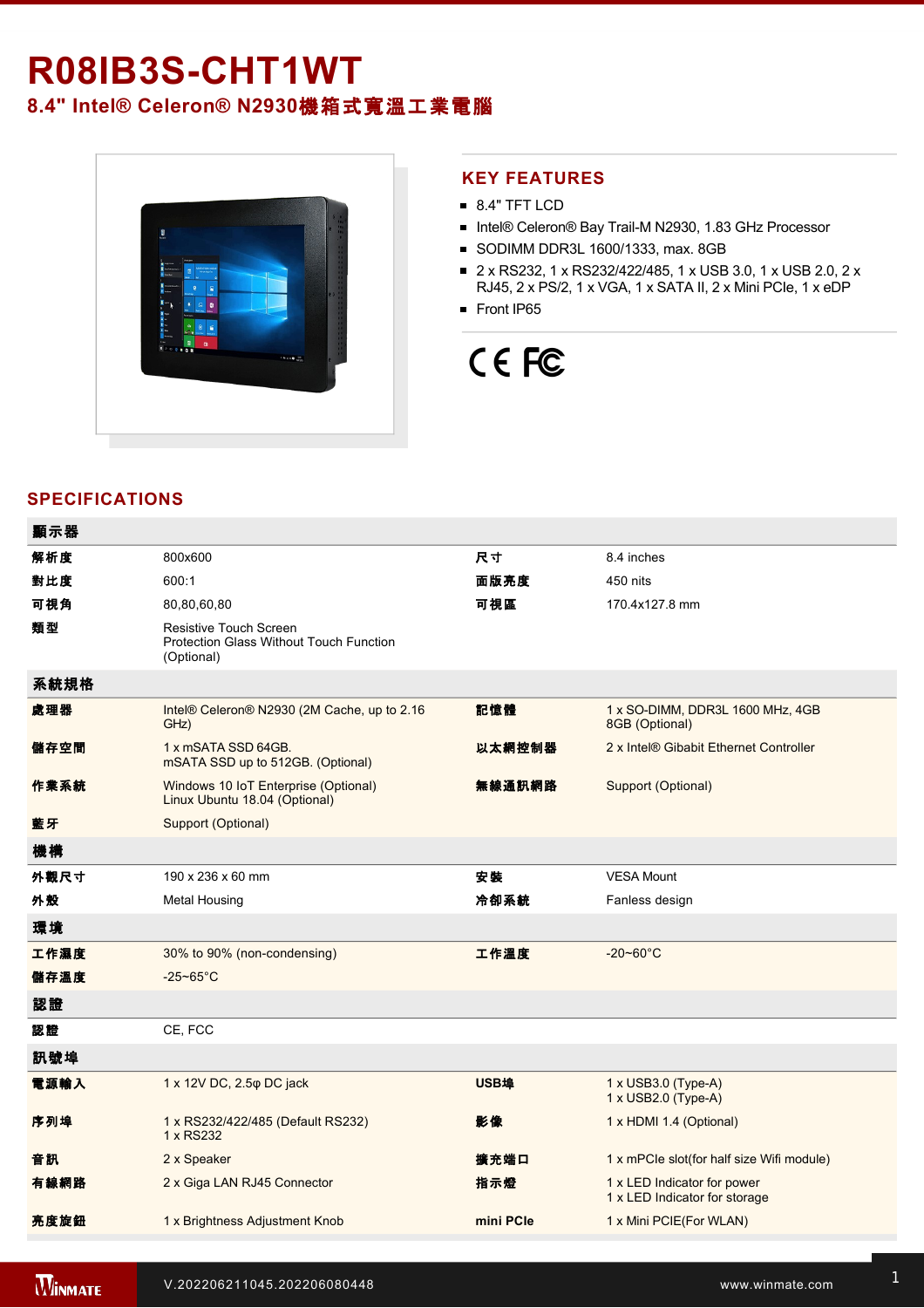# R08IB3S-CHT1WT

## 8.4" Intel® Celeron® N2930機箱式寬溫工業電腦

## KEY FEATURES

- 8.4" TFT LCD
- Intel® Celeron® Bay Trail-M N2930, 1.83 GHz Processor
- SODIMM DDR3L 1600/1333, max. 8GB
- 2 x RS232, 1 x RS232/422/485, 1 x USB 3.0, 1 x USB 2.0, 2 x RJ45, 2 x PS/2, 1 x VGA, 1 x SATA II, 2 x Mini PCIe, 1 x eDP
- Front IP65

## SPECIFICATIONS

| | | | |
|---|---|---|---|
| **顯示器** | | | |
| **解析度** | 800x600 | **尺寸** | 8.4 inches |
| **對比度** | 600:1 | **面版亮度** | 450 nits |
| **可視角** | 80,80,60,80 | **可視區** | 170.4x127.8 mm |
| **類型** | Resistive Touch Screen<br>Protection Glass Without Touch Function (Optional) | | |
| **系統規格** | | | |
| **處理器** | Intel® Celeron® N2930 (2M Cache, up to 2.16 GHz) | **記憶體** | 1 x SO-DIMM, DDR3L 1600 MHz, 4GB<br>8GB (Optional) |
| **儲存空間** | 1 x mSATA SSD 64GB.<br>mSATA SSD up to 512GB. (Optional) | **以太網控制器** | 2 x Intel® Gibabit Ethernet Controller |
| **作業系統** | Windows 10 IoT Enterprise (Optional)<br>Linux Ubuntu 18.04 (Optional) | **無線通訊網路** | Support (Optional) |
| **藍牙** | Support (Optional) | | |
| **機構** | | | |
| **外觀尺寸** | 190 x 236 x 60 mm | **安裝** | VESA Mount |
| **外殼** | Metal Housing | **冷卻系統** | Fanless design |
| **環境** | | | |
| **工作濕度** | 30% to 90% (non-condensing) | **工作溫度** | -20~60°C |
| **儲存溫度** | -25~65°C | | |
| **認證** | | | |
| **認證** | CE, FCC | | |
| **訊號埠** | | | |
| **電源輸入** | 1 x 12V DC, 2.5φ DC jack | **USB埠** | 1 x USB3.0 (Type-A)<br>1 x USB2.0 (Type-A) |
| **序列埠** | 1 x RS232/422/485 (Default RS232)<br>1 x RS232 | **影像** | 1 x HDMI 1.4 (Optional) |
| **音訊** | 2 x Speaker | **擴充端口** | 1 x mPCIe slot(for half size Wifi module) |
| **有線網路** | 2 x Giga LAN RJ45 Connector | **指示燈** | 1 x LED Indicator for power<br>1 x LED Indicator for storage |
| **亮度旋鈕** | 1 x Brightness Adjustment Knob | **mini PCIe** | 1 x Mini PCIE(For WLAN) |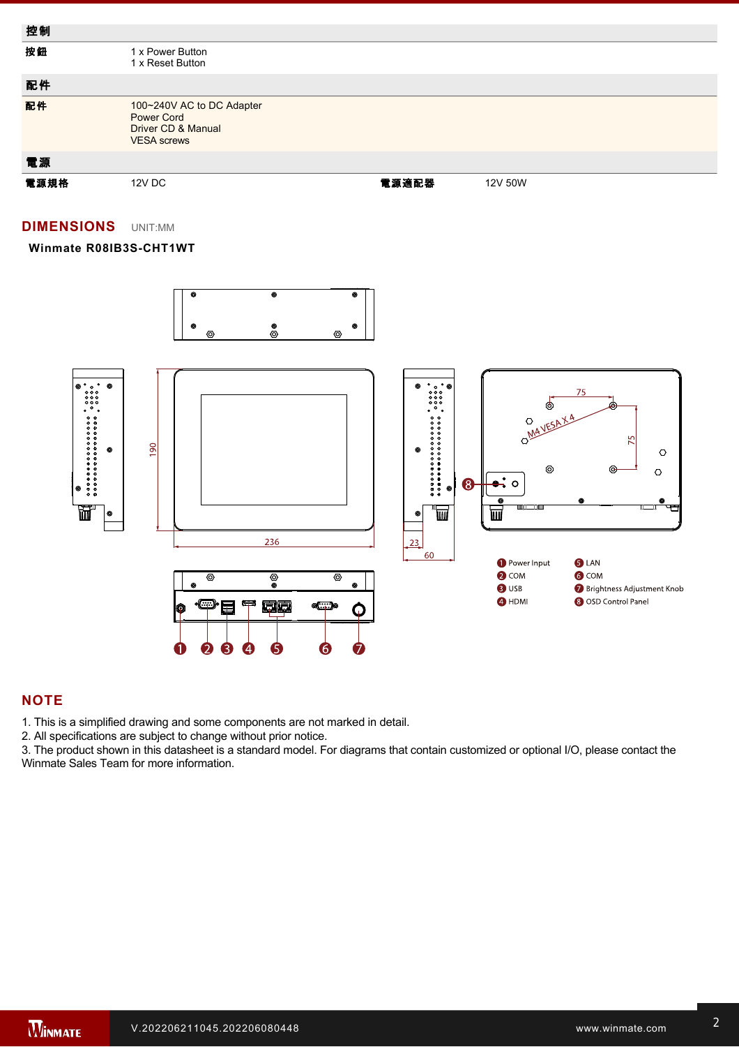## 控制

| | | | |
|---|---|---|---|
| 按鈕 | 1 x Power Button<br>1 x Reset Button | | |

## 配件

| | | | |
|---|---|---|---|
| 配件 | 100~240V AC to DC Adapter<br>Power Cord<br>Driver CD & Manual<br>VESA screws | | |

## 電源

| | | | |
|---|---|---|---|
| 電源規格 | 12V DC | 電源適配器 | 12V 50W |

## DIMENSIONS UNIT:MM

**Winmate R08IB3S-CHT1WT**

190

236

23

60

75

75

M4 VESA X 4

1 Power Input
2 COM
3 USB
4 HDMI
5 LAN
6 COM
7 Brightness Adjustment Knob
8 OSD Control Panel

## NOTE

1. This is a simplified drawing and some components are not marked in detail.
2. All specifications are subject to change without prior notice.
3. The product shown in this datasheet is a standard model. For diagrams that contain customized or optional I/O, please contact the Winmate Sales Team for more information.